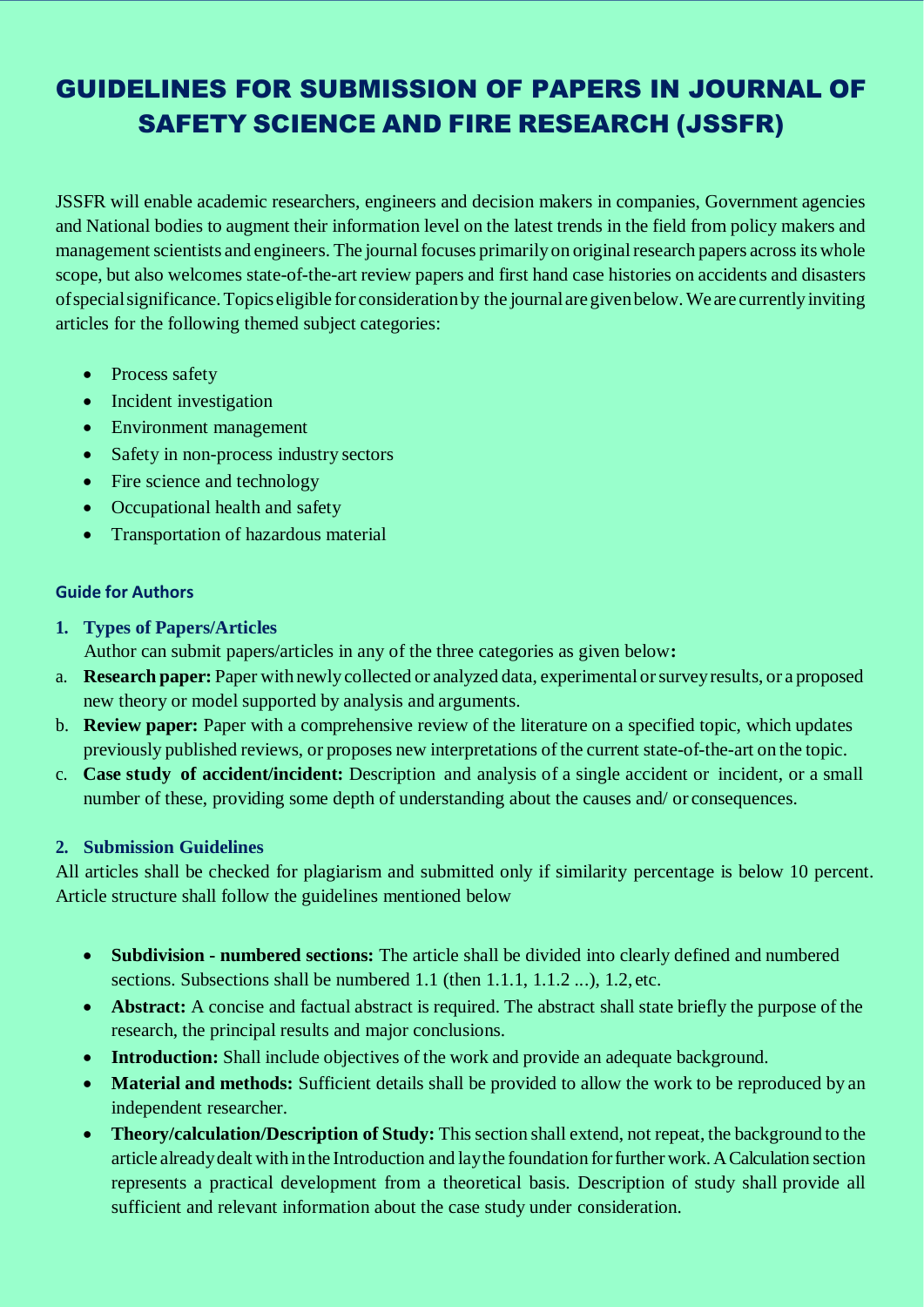# GUIDELINES FOR SUBMISSION OF PAPERS IN JOURNAL OF SAFETY SCIENCE AND FIRE RESEARCH (JSSFR)

JSSFR will enable academic researchers, engineers and decision makers in companies, Government agencies and National bodies to augment their information level on the latest trends in the field from policy makers and management scientists and engineers. The journal focuses primarily on original research papers across its whole scope, but also welcomes state-of-the-art review papers and first hand case histories on accidents and disasters of special significance. Topics eligible for consideration by the journal are given below. We are currently inviting articles for the following themed subject categories:

- Process safety
- Incident investigation
- Environment management
- Safety in non-process industry sectors
- Fire science and technology
- Occupational health and safety
- Transportation of hazardous material

### Guide for Authors

**1. Types of Papers/Articles**

Author can submit papers/articles in any of the three categories as given below**:**

a. **Research paper:** Paper with newly collected or analyzed data, experimental or survey results, or a proposed new theory or model supported by analysis and arguments.

b. **Review paper:** Paper with a comprehensive review of the literature on a specified topic, which updates previously published reviews, or proposes new interpretations of the current state-of-the-art on the topic.

c. **Case study of accident/incident:** Description and analysis of a single accident or incident, or a small number of these, providing some depth of understanding about the causes and/ or consequences.

**2. Submission Guidelines**

All articles shall be checked for plagiarism and submitted only if similarity percentage is below 10 percent. Article structure shall follow the guidelines mentioned below

- **Subdivision - numbered sections:** The article shall be divided into clearly defined and numbered sections. Subsections shall be numbered 1.1 (then 1.1.1, 1.1.2 ...), 1.2, etc.
- **Abstract:** A concise and factual abstract is required. The abstract shall state briefly the purpose of the research, the principal results and major conclusions.
- **Introduction:** Shall include objectives of the work and provide an adequate background.
- **Material and methods:** Sufficient details shall be provided to allow the work to be reproduced by an independent researcher.
- **Theory/calculation/Description of Study:** This section shall extend, not repeat, the background to the article already dealt with in the Introduction and lay the foundation for further work. A Calculation section represents a practical development from a theoretical basis. Description of study shall provide all sufficient and relevant information about the case study under consideration.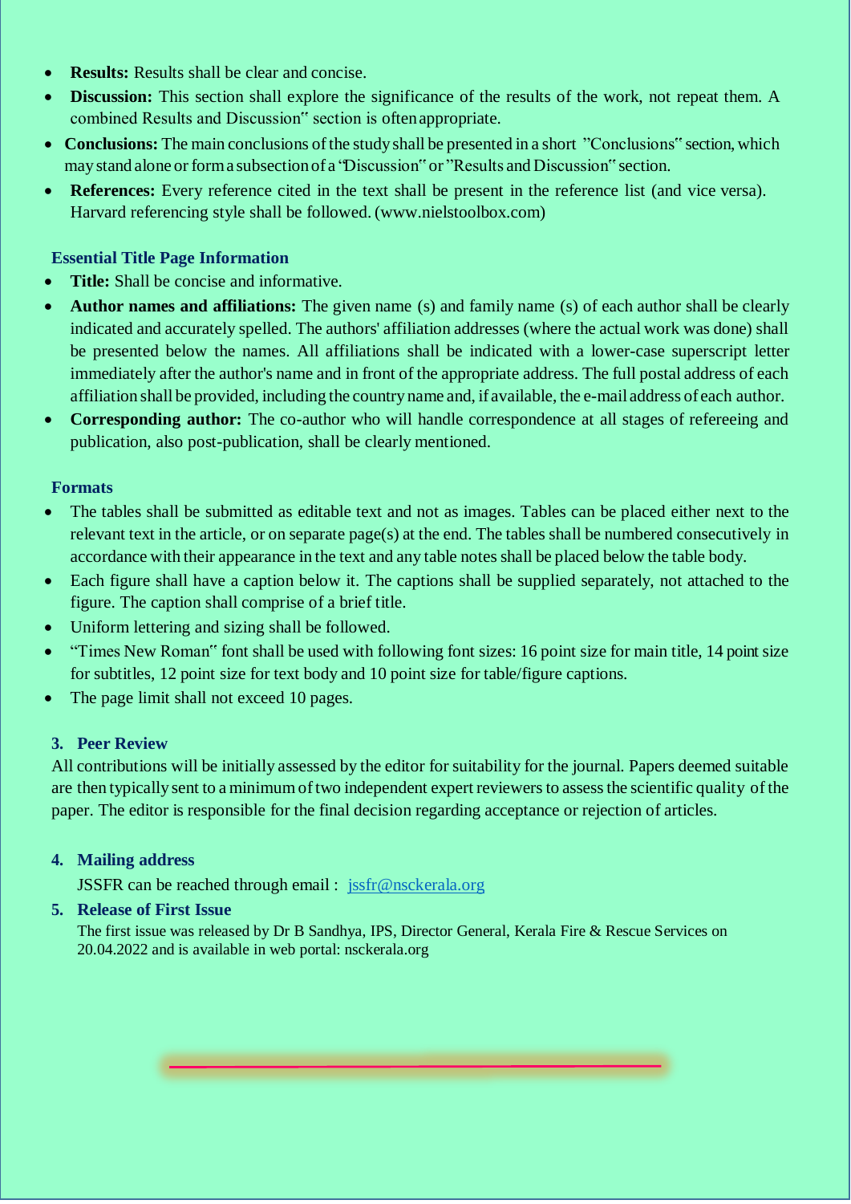- **Results:** Results shall be clear and concise.
- **Discussion:** This section shall explore the significance of the results of the work, not repeat them. A combined Results and Discussion" section is often appropriate.
- **Conclusions:** The main conclusions of the study shall be presented in a short "Conclusions" section, which may stand alone or form a subsection of a "Discussion" or "Results and Discussion" section.
- **References:** Every reference cited in the text shall be present in the reference list (and vice versa). Harvard referencing style shall be followed. (www.nielstoolbox.com)

### Essential Title Page Information

- **Title:** Shall be concise and informative.
- **Author names and affiliations:** The given name (s) and family name (s) of each author shall be clearly indicated and accurately spelled. The authors' affiliation addresses (where the actual work was done) shall be presented below the names. All affiliations shall be indicated with a lower-case superscript letter immediately after the author's name and in front of the appropriate address. The full postal address of each affiliation shall be provided, including the country name and, if available, the e-mail address of each author.
- **Corresponding author:** The co-author who will handle correspondence at all stages of refereeing and publication, also post-publication, shall be clearly mentioned.

### Formats

- The tables shall be submitted as editable text and not as images. Tables can be placed either next to the relevant text in the article, or on separate page(s) at the end. The tables shall be numbered consecutively in accordance with their appearance in the text and any table notes shall be placed below the table body.
- Each figure shall have a caption below it. The captions shall be supplied separately, not attached to the figure. The caption shall comprise of a brief title.
- Uniform lettering and sizing shall be followed.
- "Times New Roman" font shall be used with following font sizes: 16 point size for main title, 14 point size for subtitles, 12 point size for text body and 10 point size for table/figure captions.
- The page limit shall not exceed 10 pages.

## 3. Peer Review

All contributions will be initially assessed by the editor for suitability for the journal. Papers deemed suitable are then typically sent to a minimum of two independent expert reviewers to assess the scientific quality of the paper. The editor is responsible for the final decision regarding acceptance or rejection of articles.

## 4. Mailing address

JSSFR can be reached through email : jssfr@nsckerala.org

## 5. Release of First Issue

The first issue was released by Dr B Sandhya, IPS, Director General, Kerala Fire & Rescue Services on 20.04.2022 and is available in web portal: nsckerala.org